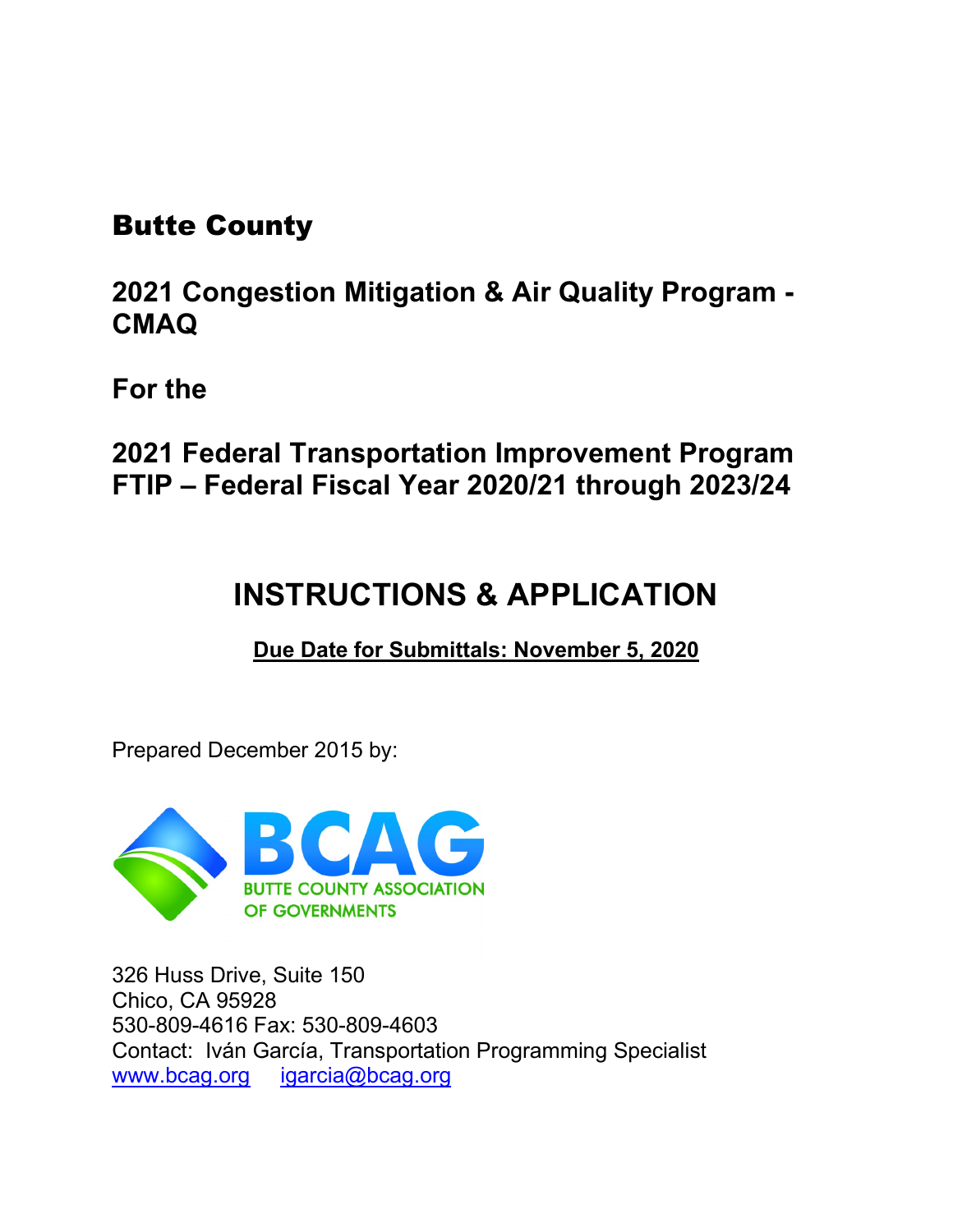# Butte County

## 2021 Congestion Mitigation & Air Quality Program - CMAQ

## For the

## 2021 Federal Transportation Improvement Program FTIP – Federal Fiscal Year 2020/21 through 2023/24

# INSTRUCTIONS & APPLICATION

**Due Date for Submittals: November 5, 2020**

Prepared December 2015 by:

BCAG
BUTTE COUNTY ASSOCIATION OF GOVERNMENTS

326 Huss Drive, Suite 150
Chico, CA 95928
530-809-4616 Fax: 530-809-4603
Contact: Iván García, Transportation Programming Specialist
www.bcag.org igarcia@bcag.org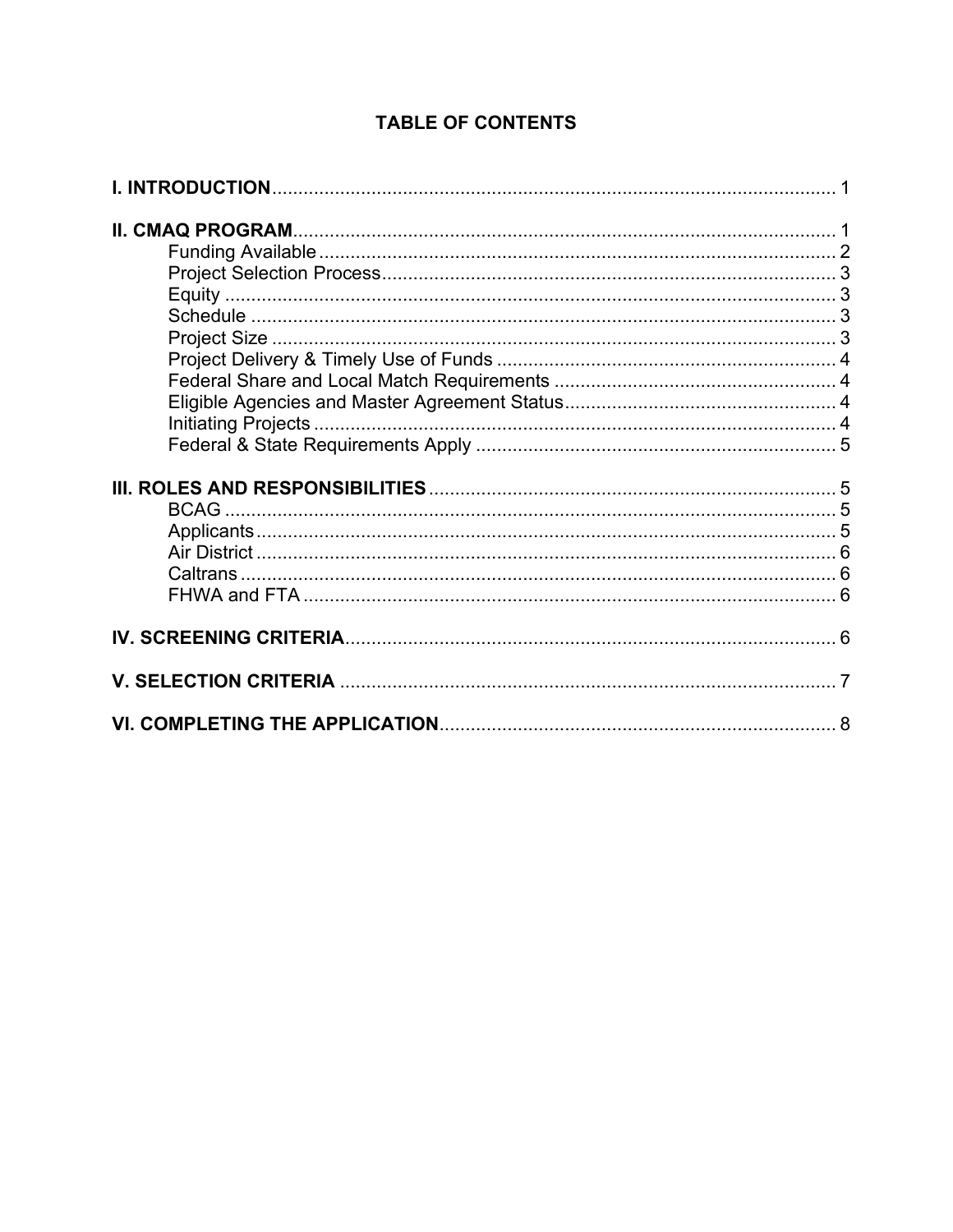# TABLE OF CONTENTS

**I. INTRODUCTION** ........................................................................................................ 1

**II. CMAQ PROGRAM** ...................................................................................................... 1
- Funding Available ...................................................................................................... 2
- Project Selection Process .......................................................................................... 3
- Equity ........................................................................................................................ 3
- Schedule .................................................................................................................... 3
- Project Size ............................................................................................................... 3
- Project Delivery & Timely Use of Funds .................................................................... 4
- Federal Share and Local Match Requirements .......................................................... 4
- Eligible Agencies and Master Agreement Status ........................................................ 4
- Initiating Projects ....................................................................................................... 4
- Federal & State Requirements Apply ........................................................................ 5

**III. ROLES AND RESPONSIBILITIES** ............................................................................. 5
- BCAG ........................................................................................................................ 5
- Applicants .................................................................................................................. 5
- Air District .................................................................................................................. 6
- Caltrans ..................................................................................................................... 6
- FHWA and FTA .......................................................................................................... 6

**IV. SCREENING CRITERIA** ............................................................................................. 6

**V. SELECTION CRITERIA** ............................................................................................... 7

**VI. COMPLETING THE APPLICATION** ........................................................................... 8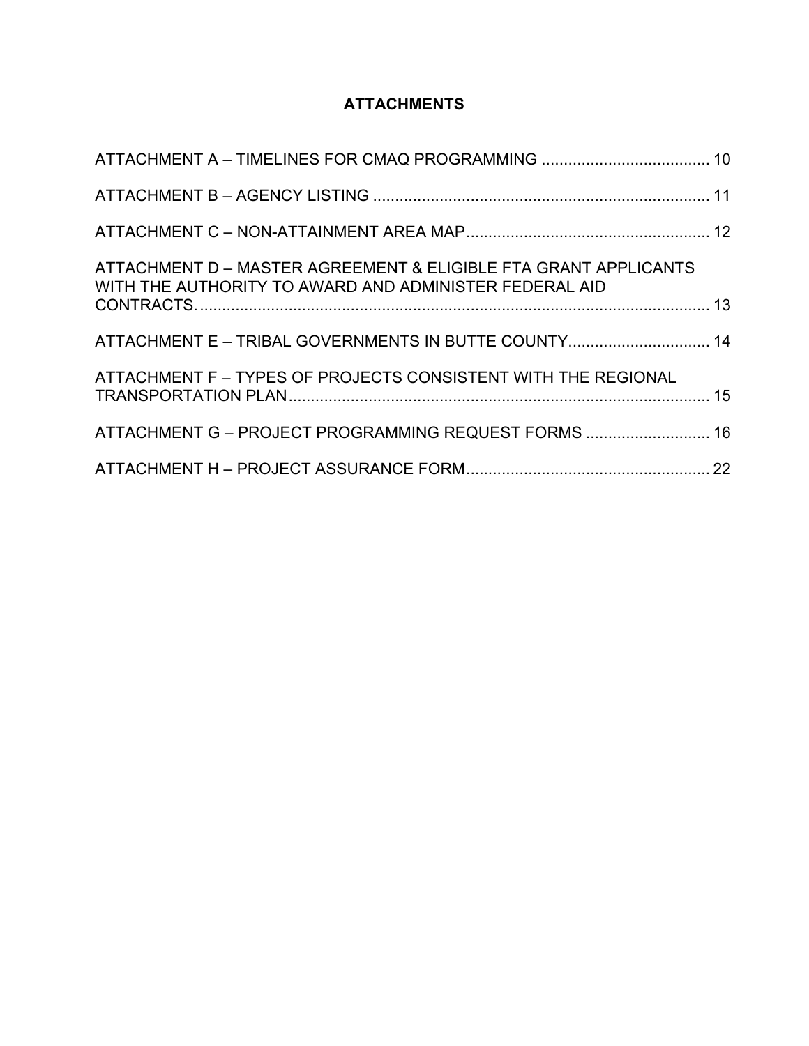# ATTACHMENTS

ATTACHMENT A – TIMELINES FOR CMAQ PROGRAMMING ..................................... 10

ATTACHMENT B – AGENCY LISTING ........................................................................... 11

ATTACHMENT C – NON-ATTAINMENT AREA MAP ...................................................... 12

ATTACHMENT D – MASTER AGREEMENT & ELIGIBLE FTA GRANT APPLICANTS WITH THE AUTHORITY TO AWARD AND ADMINISTER FEDERAL AID CONTRACTS. .................................................................................................................... 13

ATTACHMENT E – TRIBAL GOVERNMENTS IN BUTTE COUNTY ................................ 14

ATTACHMENT F – TYPES OF PROJECTS CONSISTENT WITH THE REGIONAL TRANSPORTATION PLAN ................................................................................................ 15

ATTACHMENT G – PROJECT PROGRAMMING REQUEST FORMS ............................ 16

ATTACHMENT H – PROJECT ASSURANCE FORM ....................................................... 22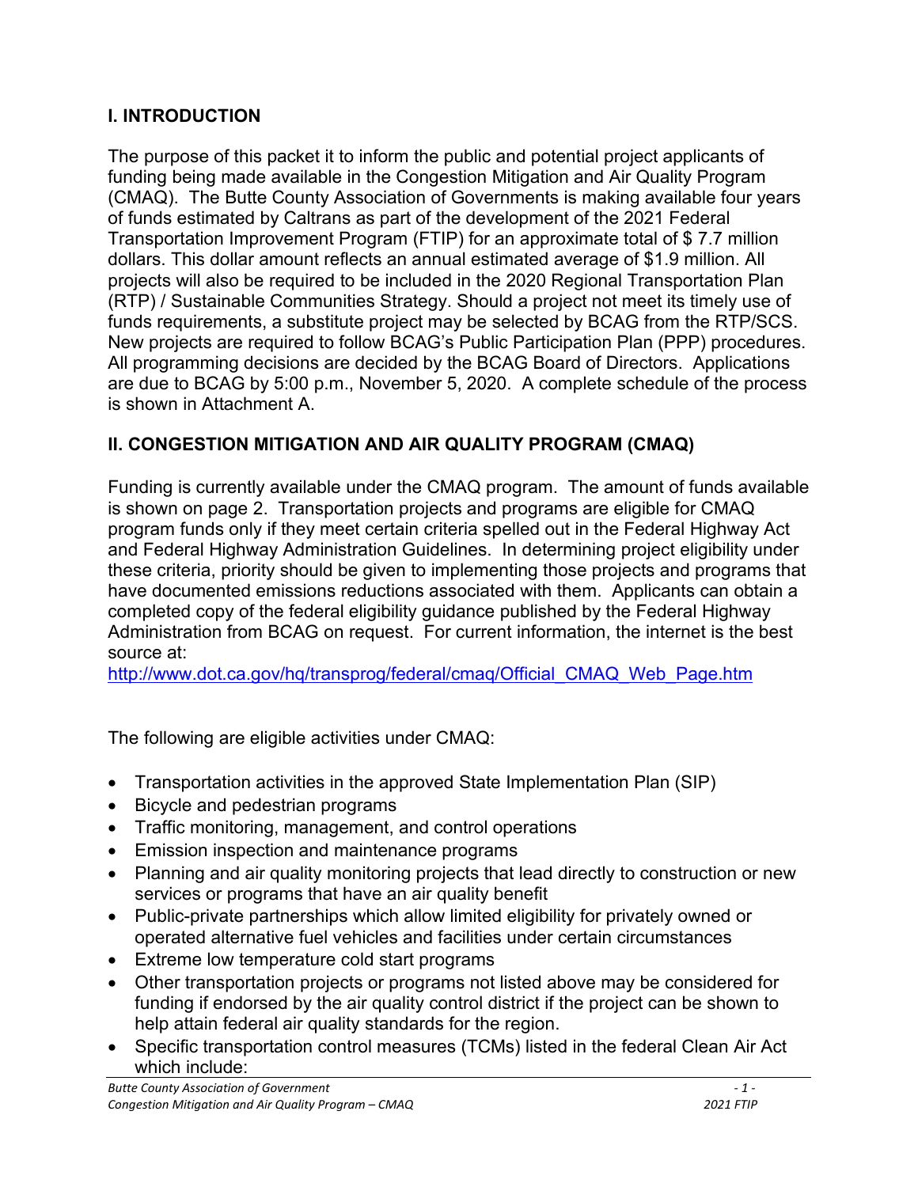## I. INTRODUCTION

The purpose of this packet it to inform the public and potential project applicants of funding being made available in the Congestion Mitigation and Air Quality Program (CMAQ). The Butte County Association of Governments is making available four years of funds estimated by Caltrans as part of the development of the 2021 Federal Transportation Improvement Program (FTIP) for an approximate total of $ 7.7 million dollars. This dollar amount reflects an annual estimated average of $1.9 million. All projects will also be required to be included in the 2020 Regional Transportation Plan (RTP) / Sustainable Communities Strategy. Should a project not meet its timely use of funds requirements, a substitute project may be selected by BCAG from the RTP/SCS. New projects are required to follow BCAG's Public Participation Plan (PPP) procedures. All programming decisions are decided by the BCAG Board of Directors. Applications are due to BCAG by 5:00 p.m., November 5, 2020. A complete schedule of the process is shown in Attachment A.

## II. CONGESTION MITIGATION AND AIR QUALITY PROGRAM (CMAQ)

Funding is currently available under the CMAQ program. The amount of funds available is shown on page 2. Transportation projects and programs are eligible for CMAQ program funds only if they meet certain criteria spelled out in the Federal Highway Act and Federal Highway Administration Guidelines. In determining project eligibility under these criteria, priority should be given to implementing those projects and programs that have documented emissions reductions associated with them. Applicants can obtain a completed copy of the federal eligibility guidance published by the Federal Highway Administration from BCAG on request. For current information, the internet is the best source at:
[http://www.dot.ca.gov/hq/transprog/federal/cmaq/Official_CMAQ_Web_Page.htm](http://www.dot.ca.gov/hq/transprog/federal/cmaq/Official_CMAQ_Web_Page.htm)

The following are eligible activities under CMAQ:

- Transportation activities in the approved State Implementation Plan (SIP)
- Bicycle and pedestrian programs
- Traffic monitoring, management, and control operations
- Emission inspection and maintenance programs
- Planning and air quality monitoring projects that lead directly to construction or new services or programs that have an air quality benefit
- Public-private partnerships which allow limited eligibility for privately owned or operated alternative fuel vehicles and facilities under certain circumstances
- Extreme low temperature cold start programs
- Other transportation projects or programs not listed above may be considered for funding if endorsed by the air quality control district if the project can be shown to help attain federal air quality standards for the region.
- Specific transportation control measures (TCMs) listed in the federal Clean Air Act which include: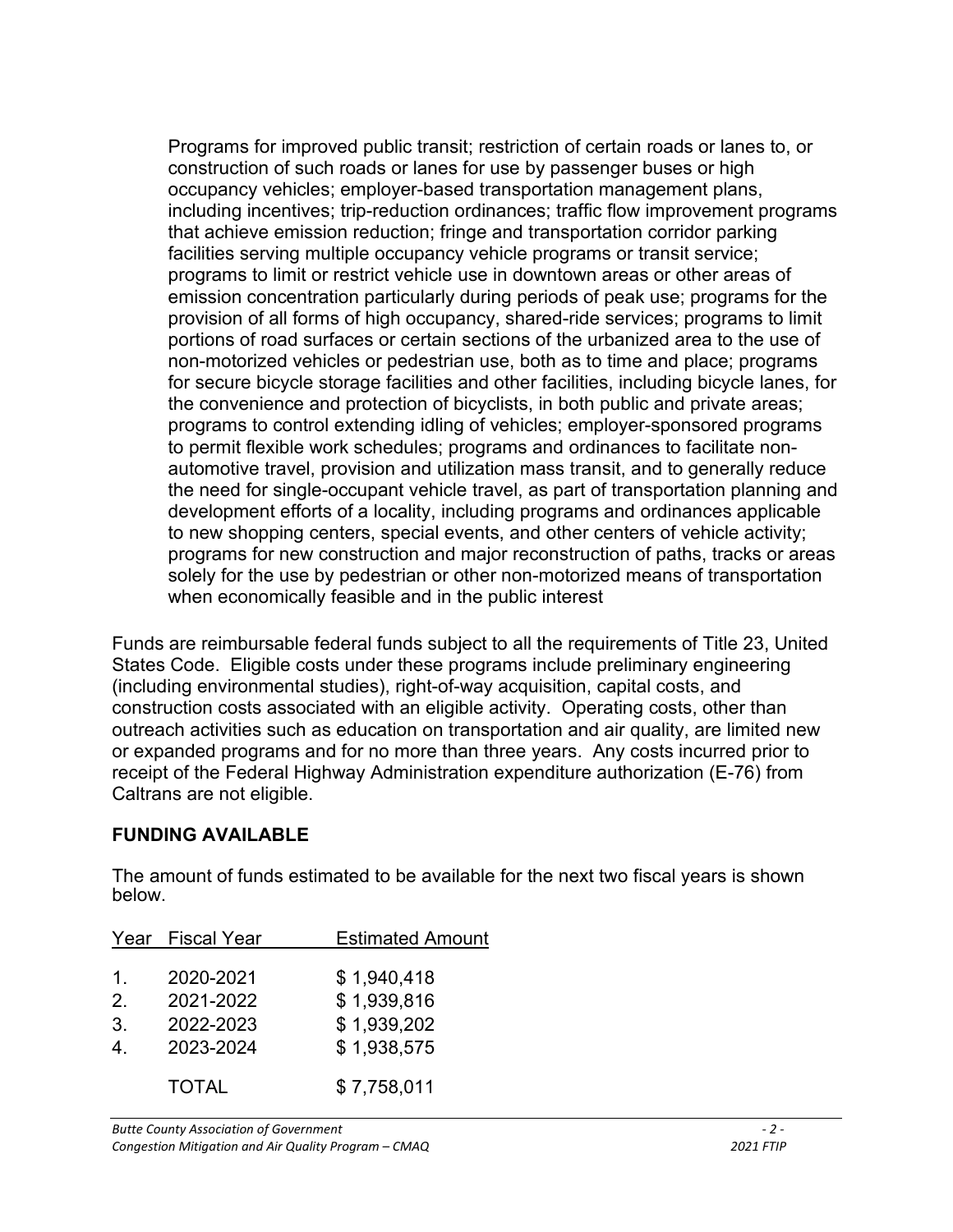> Programs for improved public transit; restriction of certain roads or lanes to, or construction of such roads or lanes for use by passenger buses or high occupancy vehicles; employer-based transportation management plans, including incentives; trip-reduction ordinances; traffic flow improvement programs that achieve emission reduction; fringe and transportation corridor parking facilities serving multiple occupancy vehicle programs or transit service; programs to limit or restrict vehicle use in downtown areas or other areas of emission concentration particularly during periods of peak use; programs for the provision of all forms of high occupancy, shared-ride services; programs to limit portions of road surfaces or certain sections of the urbanized area to the use of non-motorized vehicles or pedestrian use, both as to time and place; programs for secure bicycle storage facilities and other facilities, including bicycle lanes, for the convenience and protection of bicyclists, in both public and private areas; programs to control extending idling of vehicles; employer-sponsored programs to permit flexible work schedules; programs and ordinances to facilitate non-automotive travel, provision and utilization mass transit, and to generally reduce the need for single-occupant vehicle travel, as part of transportation planning and development efforts of a locality, including programs and ordinances applicable to new shopping centers, special events, and other centers of vehicle activity; programs for new construction and major reconstruction of paths, tracks or areas solely for the use by pedestrian or other non-motorized means of transportation when economically feasible and in the public interest

Funds are reimbursable federal funds subject to all the requirements of Title 23, United States Code. Eligible costs under these programs include preliminary engineering (including environmental studies), right-of-way acquisition, capital costs, and construction costs associated with an eligible activity. Operating costs, other than outreach activities such as education on transportation and air quality, are limited new or expanded programs and for no more than three years. Any costs incurred prior to receipt of the Federal Highway Administration expenditure authorization (E-76) from Caltrans are not eligible.

**FUNDING AVAILABLE**

The amount of funds estimated to be available for the next two fiscal years is shown below.

| Year | Fiscal Year | Estimated Amount |
|---|---|---|
| 1. | 2020-2021 | $ 1,940,418 |
| 2. | 2021-2022 | $ 1,939,816 |
| 3. | 2022-2023 | $ 1,939,202 |
| 4. | 2023-2024 | $ 1,938,575 |
| | TOTAL | $ 7,758,011 |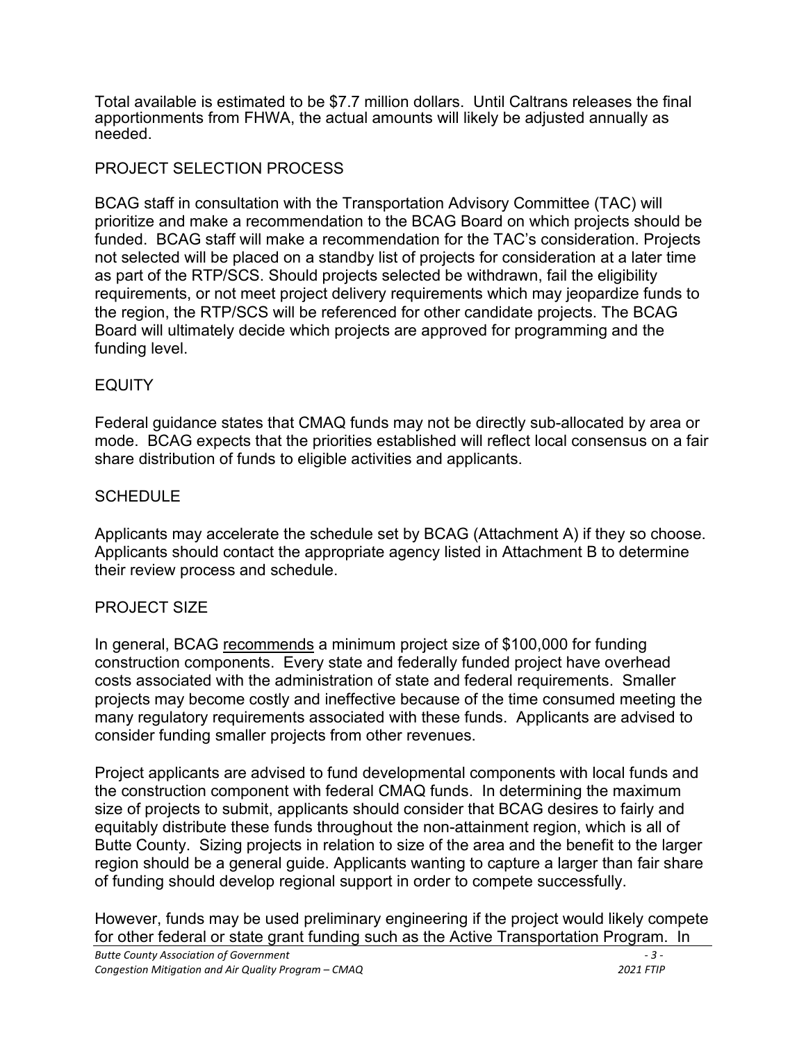Total available is estimated to be $7.7 million dollars. Until Caltrans releases the final apportionments from FHWA, the actual amounts will likely be adjusted annually as needed.

## PROJECT SELECTION PROCESS

BCAG staff in consultation with the Transportation Advisory Committee (TAC) will prioritize and make a recommendation to the BCAG Board on which projects should be funded. BCAG staff will make a recommendation for the TAC's consideration. Projects not selected will be placed on a standby list of projects for consideration at a later time as part of the RTP/SCS. Should projects selected be withdrawn, fail the eligibility requirements, or not meet project delivery requirements which may jeopardize funds to the region, the RTP/SCS will be referenced for other candidate projects. The BCAG Board will ultimately decide which projects are approved for programming and the funding level.

## EQUITY

Federal guidance states that CMAQ funds may not be directly sub-allocated by area or mode. BCAG expects that the priorities established will reflect local consensus on a fair share distribution of funds to eligible activities and applicants.

## SCHEDULE

Applicants may accelerate the schedule set by BCAG (Attachment A) if they so choose. Applicants should contact the appropriate agency listed in Attachment B to determine their review process and schedule.

## PROJECT SIZE

In general, BCAG recommends a minimum project size of $100,000 for funding construction components. Every state and federally funded project have overhead costs associated with the administration of state and federal requirements. Smaller projects may become costly and ineffective because of the time consumed meeting the many regulatory requirements associated with these funds. Applicants are advised to consider funding smaller projects from other revenues.

Project applicants are advised to fund developmental components with local funds and the construction component with federal CMAQ funds. In determining the maximum size of projects to submit, applicants should consider that BCAG desires to fairly and equitably distribute these funds throughout the non-attainment region, which is all of Butte County. Sizing projects in relation to size of the area and the benefit to the larger region should be a general guide. Applicants wanting to capture a larger than fair share of funding should develop regional support in order to compete successfully.

However, funds may be used preliminary engineering if the project would likely compete for other federal or state grant funding such as the Active Transportation Program. In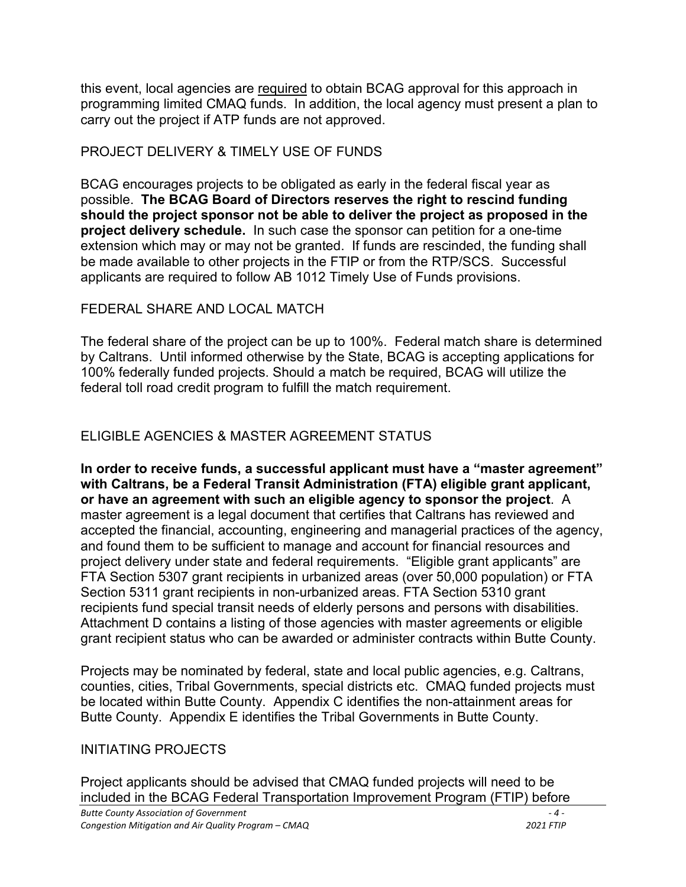this event, local agencies are required to obtain BCAG approval for this approach in programming limited CMAQ funds. In addition, the local agency must present a plan to carry out the project if ATP funds are not approved.

## PROJECT DELIVERY & TIMELY USE OF FUNDS

BCAG encourages projects to be obligated as early in the federal fiscal year as possible. **The BCAG Board of Directors reserves the right to rescind funding should the project sponsor not be able to deliver the project as proposed in the project delivery schedule.** In such case the sponsor can petition for a one-time extension which may or may not be granted. If funds are rescinded, the funding shall be made available to other projects in the FTIP or from the RTP/SCS. Successful applicants are required to follow AB 1012 Timely Use of Funds provisions.

## FEDERAL SHARE AND LOCAL MATCH

The federal share of the project can be up to 100%. Federal match share is determined by Caltrans. Until informed otherwise by the State, BCAG is accepting applications for 100% federally funded projects. Should a match be required, BCAG will utilize the federal toll road credit program to fulfill the match requirement.

## ELIGIBLE AGENCIES & MASTER AGREEMENT STATUS

**In order to receive funds, a successful applicant must have a "master agreement" with Caltrans, be a Federal Transit Administration (FTA) eligible grant applicant, or have an agreement with such an eligible agency to sponsor the project**. A master agreement is a legal document that certifies that Caltrans has reviewed and accepted the financial, accounting, engineering and managerial practices of the agency, and found them to be sufficient to manage and account for financial resources and project delivery under state and federal requirements. "Eligible grant applicants" are FTA Section 5307 grant recipients in urbanized areas (over 50,000 population) or FTA Section 5311 grant recipients in non-urbanized areas. FTA Section 5310 grant recipients fund special transit needs of elderly persons and persons with disabilities. Attachment D contains a listing of those agencies with master agreements or eligible grant recipient status who can be awarded or administer contracts within Butte County.

Projects may be nominated by federal, state and local public agencies, e.g. Caltrans, counties, cities, Tribal Governments, special districts etc. CMAQ funded projects must be located within Butte County. Appendix C identifies the non-attainment areas for Butte County. Appendix E identifies the Tribal Governments in Butte County.

## INITIATING PROJECTS

Project applicants should be advised that CMAQ funded projects will need to be included in the BCAG Federal Transportation Improvement Program (FTIP) before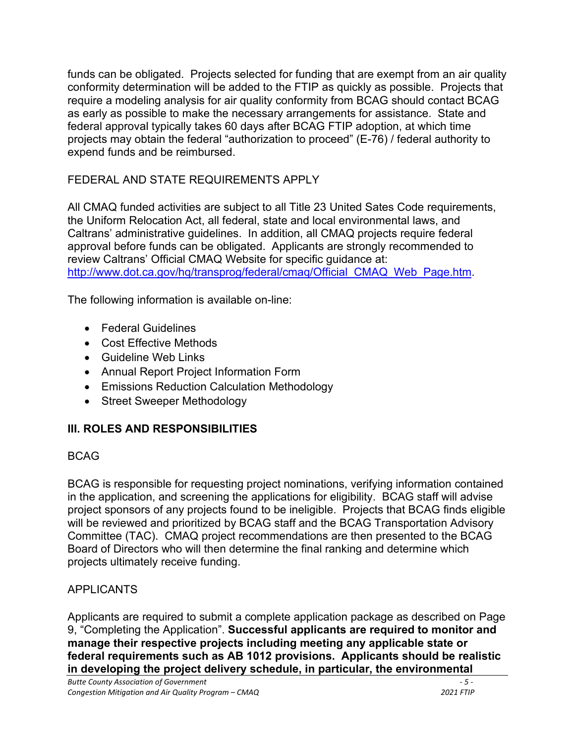funds can be obligated. Projects selected for funding that are exempt from an air quality conformity determination will be added to the FTIP as quickly as possible. Projects that require a modeling analysis for air quality conformity from BCAG should contact BCAG as early as possible to make the necessary arrangements for assistance. State and federal approval typically takes 60 days after BCAG FTIP adoption, at which time projects may obtain the federal "authorization to proceed" (E-76) / federal authority to expend funds and be reimbursed.

FEDERAL AND STATE REQUIREMENTS APPLY

All CMAQ funded activities are subject to all Title 23 United Sates Code requirements, the Uniform Relocation Act, all federal, state and local environmental laws, and Caltrans' administrative guidelines. In addition, all CMAQ projects require federal approval before funds can be obligated. Applicants are strongly recommended to review Caltrans' Official CMAQ Website for specific guidance at: [http://www.dot.ca.gov/hq/transprog/federal/cmaq/Official_CMAQ_Web_Page.htm](http://www.dot.ca.gov/hq/transprog/federal/cmaq/Official_CMAQ_Web_Page.htm).

The following information is available on-line:

- Federal Guidelines
- Cost Effective Methods
- Guideline Web Links
- Annual Report Project Information Form
- Emissions Reduction Calculation Methodology
- Street Sweeper Methodology

## III. ROLES AND RESPONSIBILITIES

BCAG

BCAG is responsible for requesting project nominations, verifying information contained in the application, and screening the applications for eligibility. BCAG staff will advise project sponsors of any projects found to be ineligible. Projects that BCAG finds eligible will be reviewed and prioritized by BCAG staff and the BCAG Transportation Advisory Committee (TAC). CMAQ project recommendations are then presented to the BCAG Board of Directors who will then determine the final ranking and determine which projects ultimately receive funding.

APPLICANTS

Applicants are required to submit a complete application package as described on Page 9, "Completing the Application". **Successful applicants are required to monitor and manage their respective projects including meeting any applicable state or federal requirements such as AB 1012 provisions. Applicants should be realistic in developing the project delivery schedule, in particular, the environmental**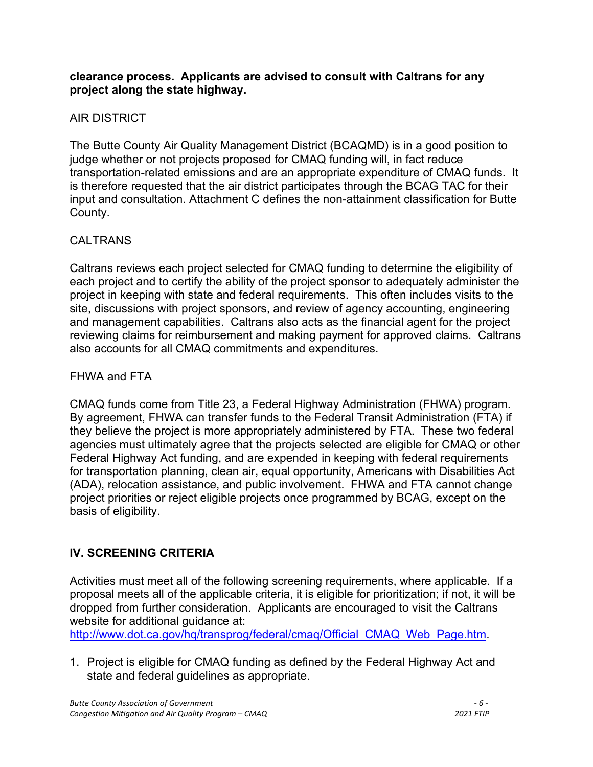**clearance process. Applicants are advised to consult with Caltrans for any project along the state highway.**

AIR DISTRICT

The Butte County Air Quality Management District (BCAQMD) is in a good position to judge whether or not projects proposed for CMAQ funding will, in fact reduce transportation-related emissions and are an appropriate expenditure of CMAQ funds. It is therefore requested that the air district participates through the BCAG TAC for their input and consultation. Attachment C defines the non-attainment classification for Butte County.

CALTRANS

Caltrans reviews each project selected for CMAQ funding to determine the eligibility of each project and to certify the ability of the project sponsor to adequately administer the project in keeping with state and federal requirements. This often includes visits to the site, discussions with project sponsors, and review of agency accounting, engineering and management capabilities. Caltrans also acts as the financial agent for the project reviewing claims for reimbursement and making payment for approved claims. Caltrans also accounts for all CMAQ commitments and expenditures.

FHWA and FTA

CMAQ funds come from Title 23, a Federal Highway Administration (FHWA) program. By agreement, FHWA can transfer funds to the Federal Transit Administration (FTA) if they believe the project is more appropriately administered by FTA. These two federal agencies must ultimately agree that the projects selected are eligible for CMAQ or other Federal Highway Act funding, and are expended in keeping with federal requirements for transportation planning, clean air, equal opportunity, Americans with Disabilities Act (ADA), relocation assistance, and public involvement. FHWA and FTA cannot change project priorities or reject eligible projects once programmed by BCAG, except on the basis of eligibility.

## IV. SCREENING CRITERIA

Activities must meet all of the following screening requirements, where applicable. If a proposal meets all of the applicable criteria, it is eligible for prioritization; if not, it will be dropped from further consideration. Applicants are encouraged to visit the Caltrans website for additional guidance at: http://www.dot.ca.gov/hq/transprog/federal/cmaq/Official_CMAQ_Web_Page.htm.

1. Project is eligible for CMAQ funding as defined by the Federal Highway Act and state and federal guidelines as appropriate.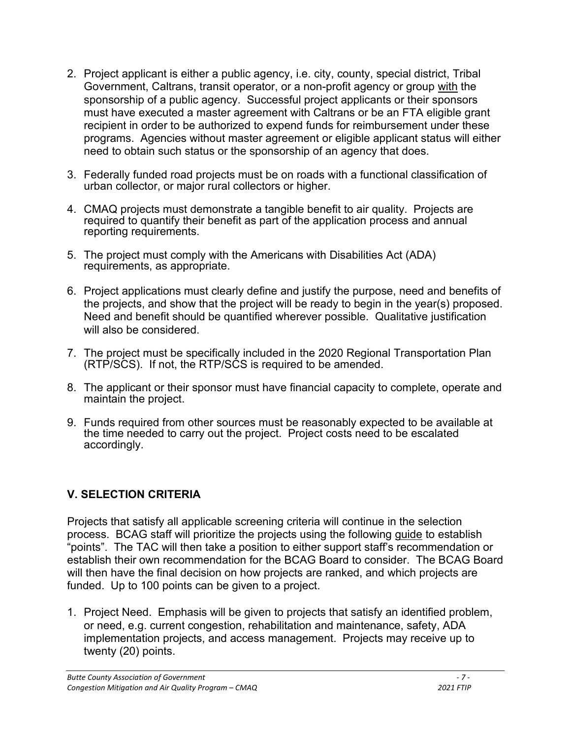2. Project applicant is either a public agency, i.e. city, county, special district, Tribal Government, Caltrans, transit operator, or a non-profit agency or group <u>with</u> the sponsorship of a public agency. Successful project applicants or their sponsors must have executed a master agreement with Caltrans or be an FTA eligible grant recipient in order to be authorized to expend funds for reimbursement under these programs. Agencies without master agreement or eligible applicant status will either need to obtain such status or the sponsorship of an agency that does.

3. Federally funded road projects must be on roads with a functional classification of urban collector, or major rural collectors or higher.

4. CMAQ projects must demonstrate a tangible benefit to air quality. Projects are required to quantify their benefit as part of the application process and annual reporting requirements.

5. The project must comply with the Americans with Disabilities Act (ADA) requirements, as appropriate.

6. Project applications must clearly define and justify the purpose, need and benefits of the projects, and show that the project will be ready to begin in the year(s) proposed. Need and benefit should be quantified wherever possible. Qualitative justification will also be considered.

7. The project must be specifically included in the 2020 Regional Transportation Plan (RTP/SCS). If not, the RTP/SCS is required to be amended.

8. The applicant or their sponsor must have financial capacity to complete, operate and maintain the project.

9. Funds required from other sources must be reasonably expected to be available at the time needed to carry out the project. Project costs need to be escalated accordingly.

## V. SELECTION CRITERIA

Projects that satisfy all applicable screening criteria will continue in the selection process. BCAG staff will prioritize the projects using the following <u>guide</u> to establish "points". The TAC will then take a position to either support staff's recommendation or establish their own recommendation for the BCAG Board to consider. The BCAG Board will then have the final decision on how projects are ranked, and which projects are funded. Up to 100 points can be given to a project.

1. Project Need. Emphasis will be given to projects that satisfy an identified problem, or need, e.g. current congestion, rehabilitation and maintenance, safety, ADA implementation projects, and access management. Projects may receive up to twenty (20) points.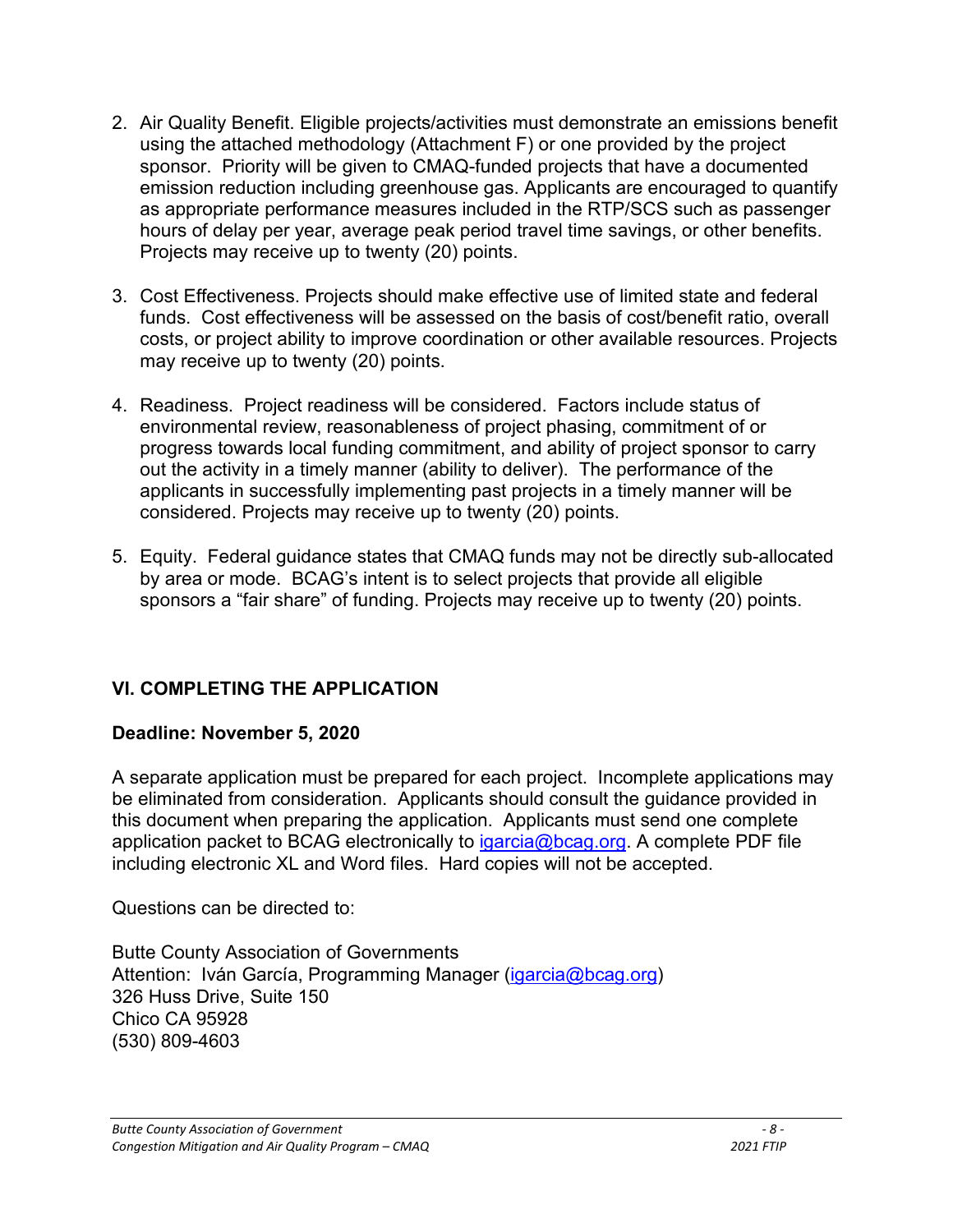2. Air Quality Benefit. Eligible projects/activities must demonstrate an emissions benefit using the attached methodology (Attachment F) or one provided by the project sponsor. Priority will be given to CMAQ-funded projects that have a documented emission reduction including greenhouse gas. Applicants are encouraged to quantify as appropriate performance measures included in the RTP/SCS such as passenger hours of delay per year, average peak period travel time savings, or other benefits. Projects may receive up to twenty (20) points.

3. Cost Effectiveness. Projects should make effective use of limited state and federal funds. Cost effectiveness will be assessed on the basis of cost/benefit ratio, overall costs, or project ability to improve coordination or other available resources. Projects may receive up to twenty (20) points.

4. Readiness. Project readiness will be considered. Factors include status of environmental review, reasonableness of project phasing, commitment of or progress towards local funding commitment, and ability of project sponsor to carry out the activity in a timely manner (ability to deliver). The performance of the applicants in successfully implementing past projects in a timely manner will be considered. Projects may receive up to twenty (20) points.

5. Equity. Federal guidance states that CMAQ funds may not be directly sub-allocated by area or mode. BCAG's intent is to select projects that provide all eligible sponsors a "fair share" of funding. Projects may receive up to twenty (20) points.

## VI. COMPLETING THE APPLICATION

**Deadline: November 5, 2020**

A separate application must be prepared for each project. Incomplete applications may be eliminated from consideration. Applicants should consult the guidance provided in this document when preparing the application. Applicants must send one complete application packet to BCAG electronically to igarcia@bcag.org. A complete PDF file including electronic XL and Word files. Hard copies will not be accepted.

Questions can be directed to:

Butte County Association of Governments
Attention: Iván García, Programming Manager (igarcia@bcag.org)
326 Huss Drive, Suite 150
Chico CA 95928
(530) 809-4603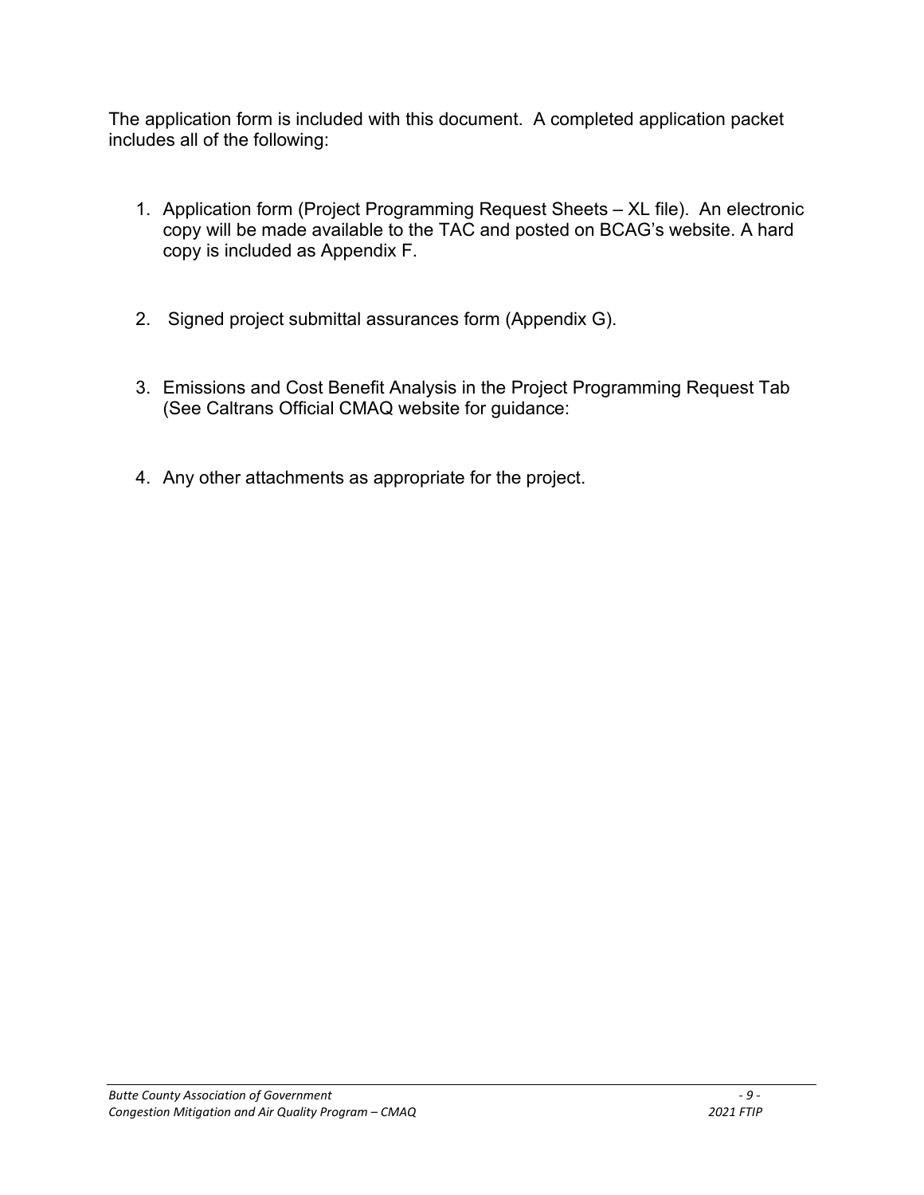The application form is included with this document. A completed application packet includes all of the following:

1. Application form (Project Programming Request Sheets – XL file). An electronic copy will be made available to the TAC and posted on BCAG's website. A hard copy is included as Appendix F.

2. Signed project submittal assurances form (Appendix G).

3. Emissions and Cost Benefit Analysis in the Project Programming Request Tab (See Caltrans Official CMAQ website for guidance:

4. Any other attachments as appropriate for the project.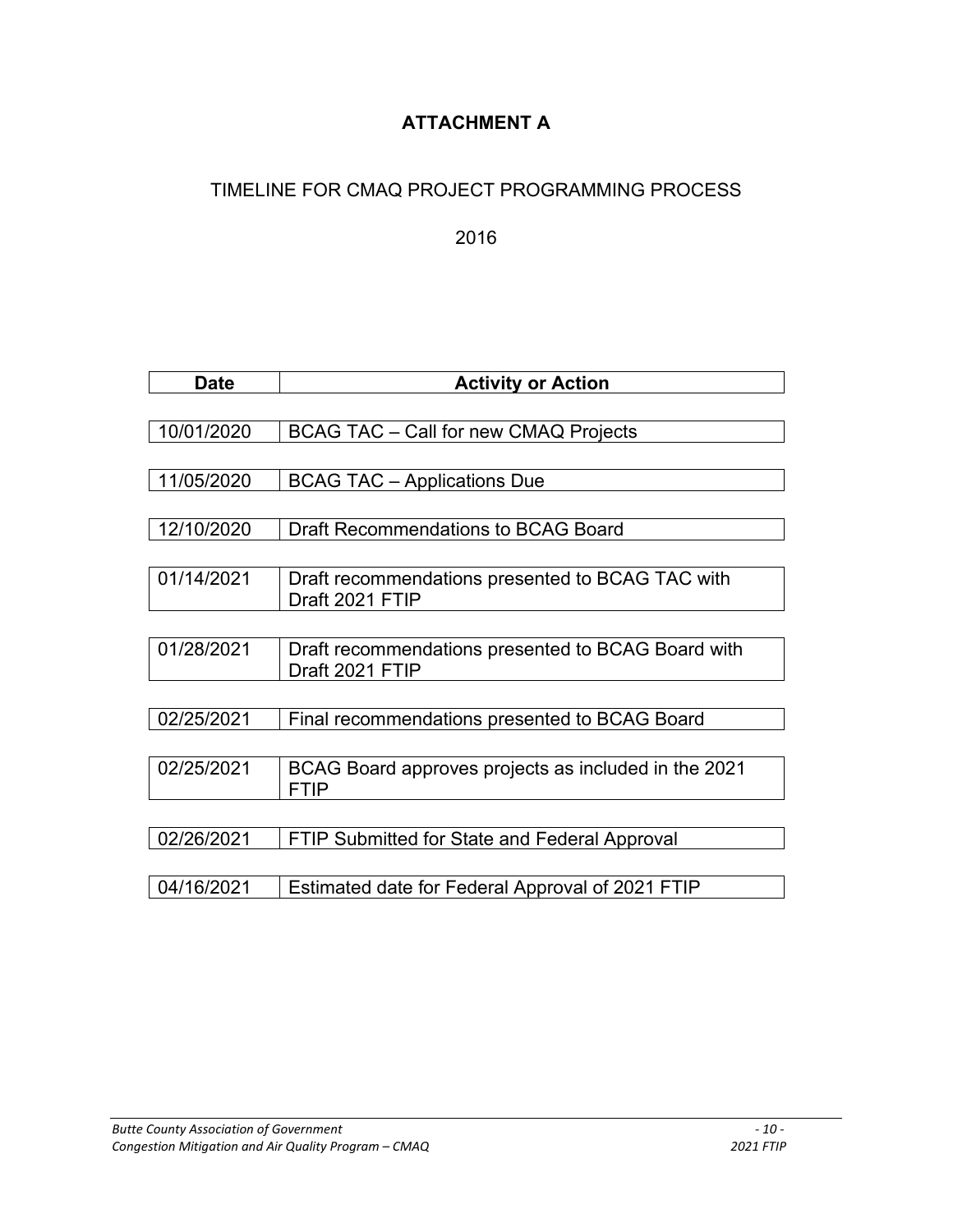# ATTACHMENT A

## TIMELINE FOR CMAQ PROJECT PROGRAMMING PROCESS

2016

| Date | Activity or Action |
|---|---|
| 10/01/2020 | BCAG TAC – Call for new CMAQ Projects |
| 11/05/2020 | BCAG TAC – Applications Due |
| 12/10/2020 | Draft Recommendations to BCAG Board |
| 01/14/2021 | Draft recommendations presented to BCAG TAC with Draft 2021 FTIP |
| 01/28/2021 | Draft recommendations presented to BCAG Board with Draft 2021 FTIP |
| 02/25/2021 | Final recommendations presented to BCAG Board |
| 02/25/2021 | BCAG Board approves projects as included in the 2021 FTIP |
| 02/26/2021 | FTIP Submitted for State and Federal Approval |
| 04/16/2021 | Estimated date for Federal Approval of 2021 FTIP |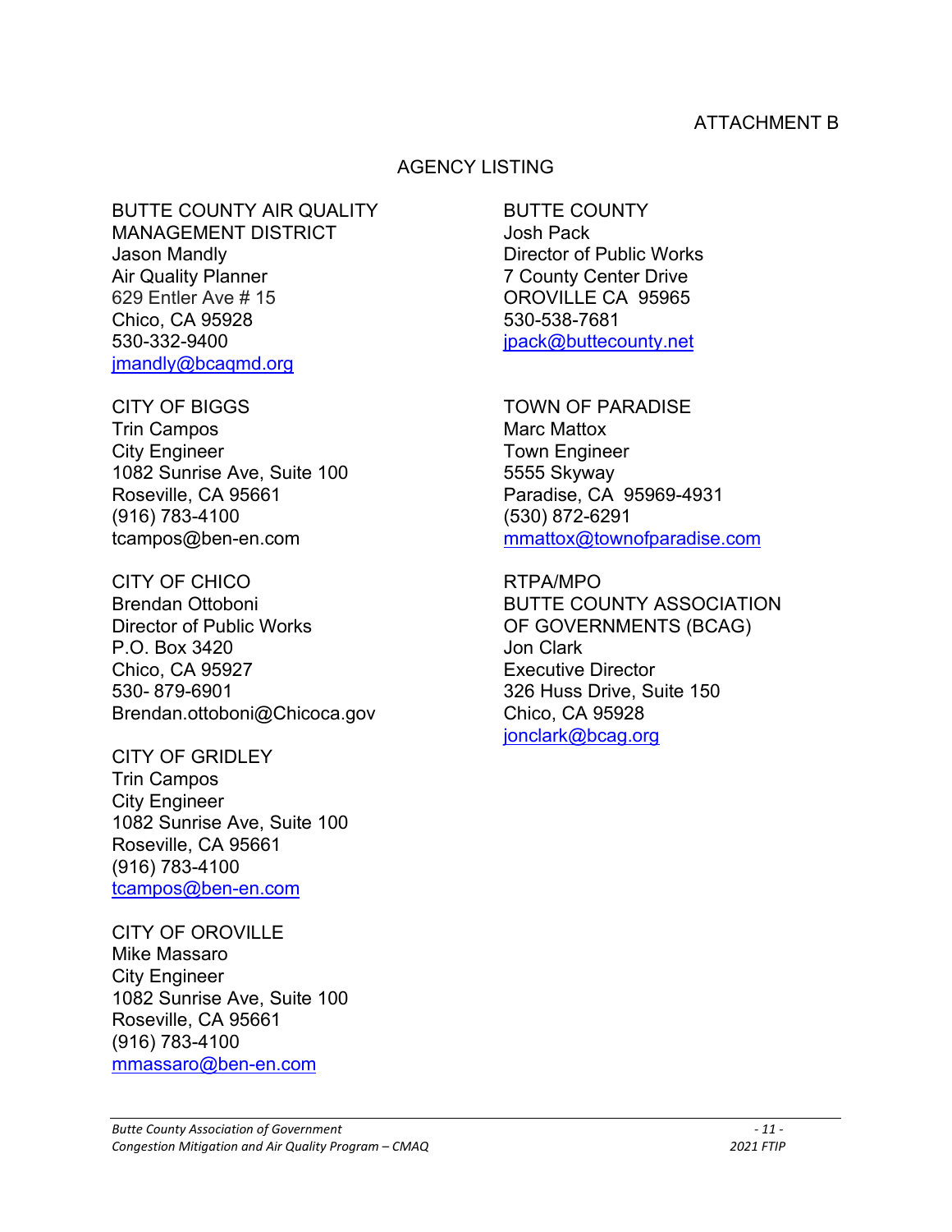ATTACHMENT B

## AGENCY LISTING

BUTTE COUNTY AIR QUALITY MANAGEMENT DISTRICT
Jason Mandly
Air Quality Planner
629 Entler Ave # 15
Chico, CA 95928
530-332-9400
jmandly@bcaqmd.org

CITY OF BIGGS
Trin Campos
City Engineer
1082 Sunrise Ave, Suite 100
Roseville, CA 95661
(916) 783-4100
tcampos@ben-en.com

CITY OF CHICO
Brendan Ottoboni
Director of Public Works
P.O. Box 3420
Chico, CA 95927
530- 879-6901
Brendan.ottoboni@Chicoca.gov

CITY OF GRIDLEY
Trin Campos
City Engineer
1082 Sunrise Ave, Suite 100
Roseville, CA 95661
(916) 783-4100
tcampos@ben-en.com

CITY OF OROVILLE
Mike Massaro
City Engineer
1082 Sunrise Ave, Suite 100
Roseville, CA 95661
(916) 783-4100
mmassaro@ben-en.com

BUTTE COUNTY
Josh Pack
Director of Public Works
7 County Center Drive
OROVILLE CA 95965
530-538-7681
jpack@buttecounty.net

TOWN OF PARADISE
Marc Mattox
Town Engineer
5555 Skyway
Paradise, CA 95969-4931
(530) 872-6291
mmattox@townofparadise.com

RTPA/MPO
BUTTE COUNTY ASSOCIATION OF GOVERNMENTS (BCAG)
Jon Clark
Executive Director
326 Huss Drive, Suite 150
Chico, CA 95928
jonclark@bcag.org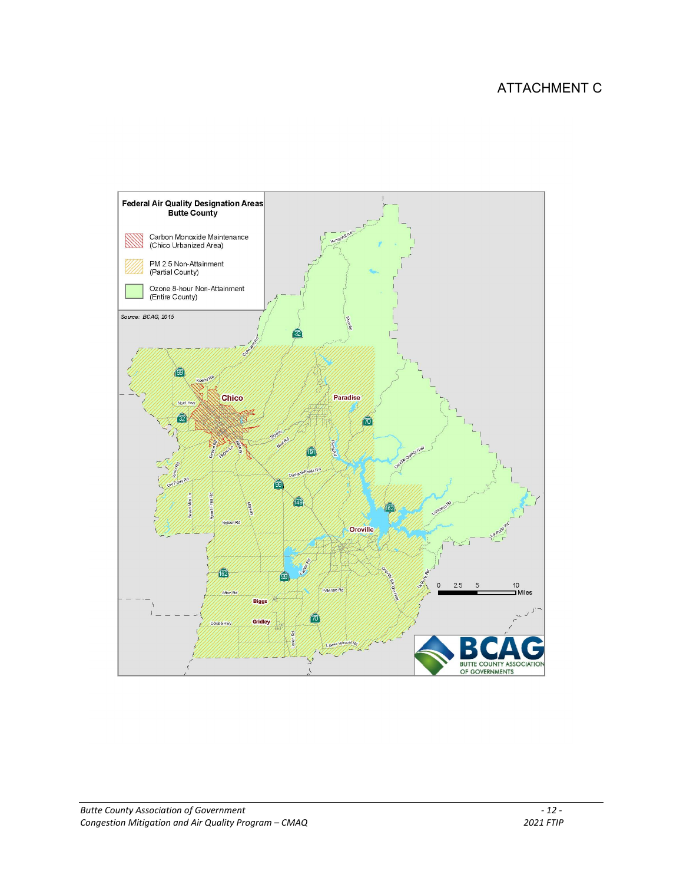ATTACHMENT C

**Federal Air Quality Designation Areas**
**Butte County**

- Carbon Monoxide Maintenance (Chico Urbanized Area)
- PM 2.5 Non-Attainment (Partial County)
- Ozone 8-hour Non-Attainment (Entire County)

*Source: BCAG, 2015*

BCAG
BUTTE COUNTY ASSOCIATION OF GOVERNMENTS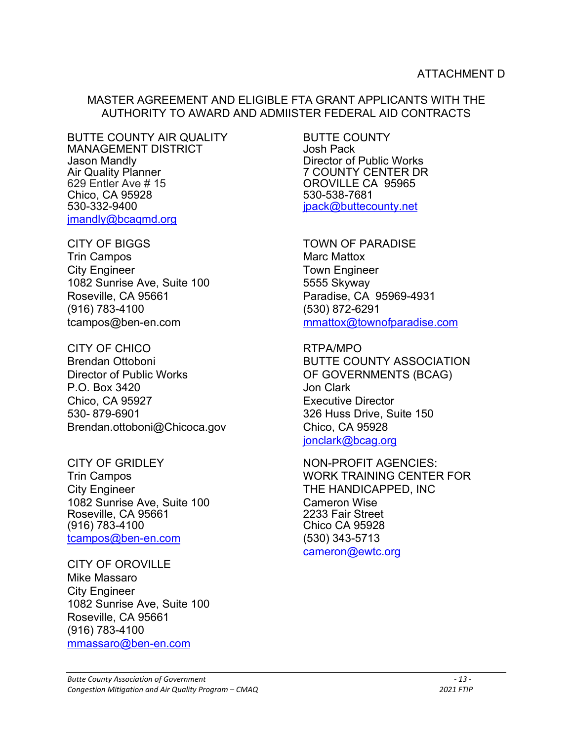ATTACHMENT D

MASTER AGREEMENT AND ELIGIBLE FTA GRANT APPLICANTS WITH THE AUTHORITY TO AWARD AND ADMIISTER FEDERAL AID CONTRACTS

BUTTE COUNTY AIR QUALITY MANAGEMENT DISTRICT
Jason Mandly
Air Quality Planner
629 Entler Ave # 15
Chico, CA 95928
530-332-9400
jmandly@bcaqmd.org

CITY OF BIGGS
Trin Campos
City Engineer
1082 Sunrise Ave, Suite 100
Roseville, CA 95661
(916) 783-4100
tcampos@ben-en.com

CITY OF CHICO
Brendan Ottoboni
Director of Public Works
P.O. Box 3420
Chico, CA 95927
530- 879-6901
Brendan.ottoboni@Chicoca.gov

CITY OF GRIDLEY
Trin Campos
City Engineer
1082 Sunrise Ave, Suite 100
Roseville, CA 95661
(916) 783-4100
tcampos@ben-en.com

CITY OF OROVILLE
Mike Massaro
City Engineer
1082 Sunrise Ave, Suite 100
Roseville, CA 95661
(916) 783-4100
mmassaro@ben-en.com

BUTTE COUNTY
Josh Pack
Director of Public Works
7 COUNTY CENTER DR
OROVILLE CA 95965
530-538-7681
jpack@buttecounty.net

TOWN OF PARADISE
Marc Mattox
Town Engineer
5555 Skyway
Paradise, CA 95969-4931
(530) 872-6291
mmattox@townofparadise.com

RTPA/MPO
BUTTE COUNTY ASSOCIATION OF GOVERNMENTS (BCAG)
Jon Clark
Executive Director
326 Huss Drive, Suite 150
Chico, CA 95928
jonclark@bcag.org

NON-PROFIT AGENCIES:
WORK TRAINING CENTER FOR THE HANDICAPPED, INC
Cameron Wise
2233 Fair Street
Chico CA 95928
(530) 343-5713
cameron@ewtc.org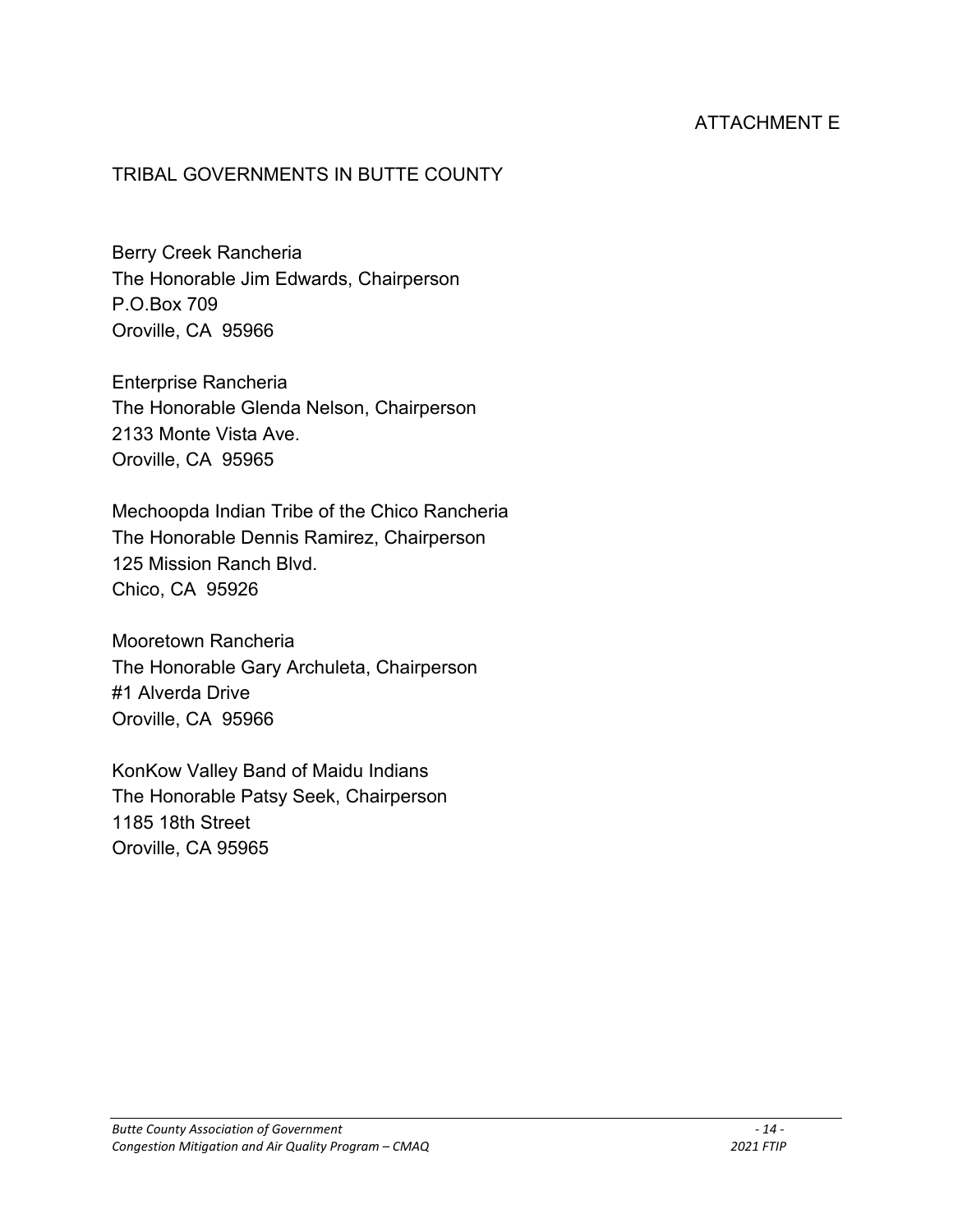ATTACHMENT E

## TRIBAL GOVERNMENTS IN BUTTE COUNTY

Berry Creek Rancheria
The Honorable Jim Edwards, Chairperson
P.O.Box 709
Oroville, CA  95966

Enterprise Rancheria
The Honorable Glenda Nelson, Chairperson
2133 Monte Vista Ave.
Oroville, CA  95965

Mechoopda Indian Tribe of the Chico Rancheria
The Honorable Dennis Ramirez, Chairperson
125 Mission Ranch Blvd.
Chico, CA  95926

Mooretown Rancheria
The Honorable Gary Archuleta, Chairperson
#1 Alverda Drive
Oroville, CA  95966

KonKow Valley Band of Maidu Indians
The Honorable Patsy Seek, Chairperson
1185 18th Street
Oroville, CA 95965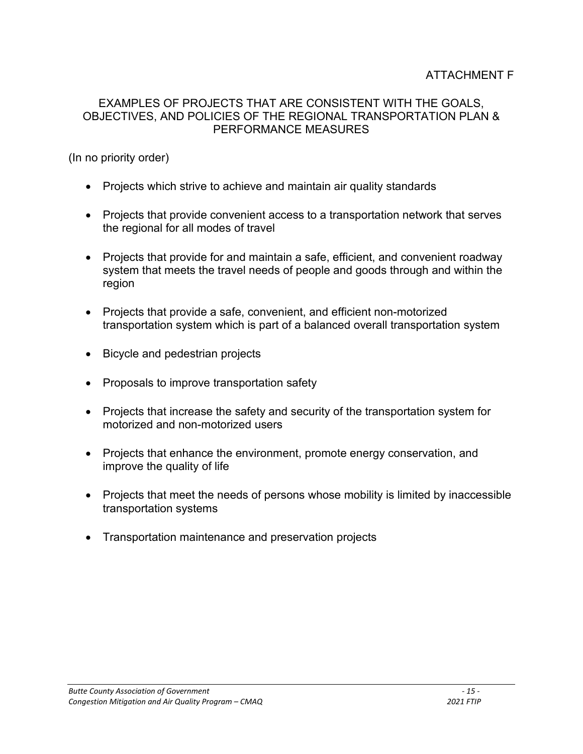ATTACHMENT F

## EXAMPLES OF PROJECTS THAT ARE CONSISTENT WITH THE GOALS, OBJECTIVES, AND POLICIES OF THE REGIONAL TRANSPORTATION PLAN & PERFORMANCE MEASURES

(In no priority order)

- Projects which strive to achieve and maintain air quality standards
- Projects that provide convenient access to a transportation network that serves the regional for all modes of travel
- Projects that provide for and maintain a safe, efficient, and convenient roadway system that meets the travel needs of people and goods through and within the region
- Projects that provide a safe, convenient, and efficient non-motorized transportation system which is part of a balanced overall transportation system
- Bicycle and pedestrian projects
- Proposals to improve transportation safety
- Projects that increase the safety and security of the transportation system for motorized and non-motorized users
- Projects that enhance the environment, promote energy conservation, and improve the quality of life
- Projects that meet the needs of persons whose mobility is limited by inaccessible transportation systems
- Transportation maintenance and preservation projects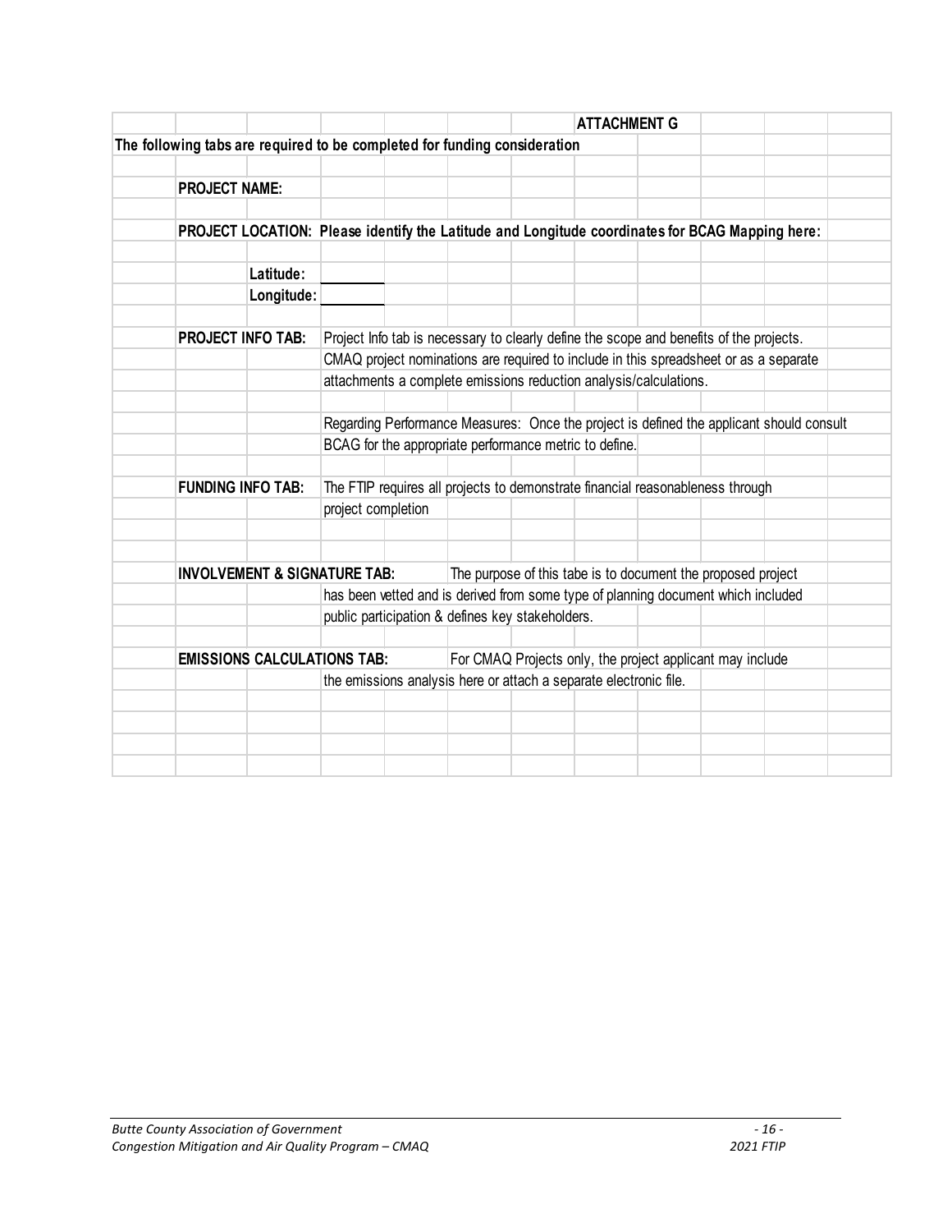**ATTACHMENT G**

**The following tabs are required to be completed for funding consideration**

**PROJECT NAME:**

**PROJECT LOCATION: Please identify the Latitude and Longitude coordinates for BCAG Mapping here:**

**Latitude:** ________

**Longitude:** ________

**PROJECT INFO TAB:** Project Info tab is necessary to clearly define the scope and benefits of the projects. CMAQ project nominations are required to include in this spreadsheet or as a separate attachments a complete emissions reduction analysis/calculations.

Regarding Performance Measures: Once the project is defined the applicant should consult BCAG for the appropriate performance metric to define.

**FUNDING INFO TAB:** The FTIP requires all projects to demonstrate financial reasonableness through project completion

**INVOLVEMENT & SIGNATURE TAB:** The purpose of this tabe is to document the proposed project has been vetted and is derived from some type of planning document which included public participation & defines key stakeholders.

**EMISSIONS CALCULATIONS TAB:** For CMAQ Projects only, the project applicant may include the emissions analysis here or attach a separate electronic file.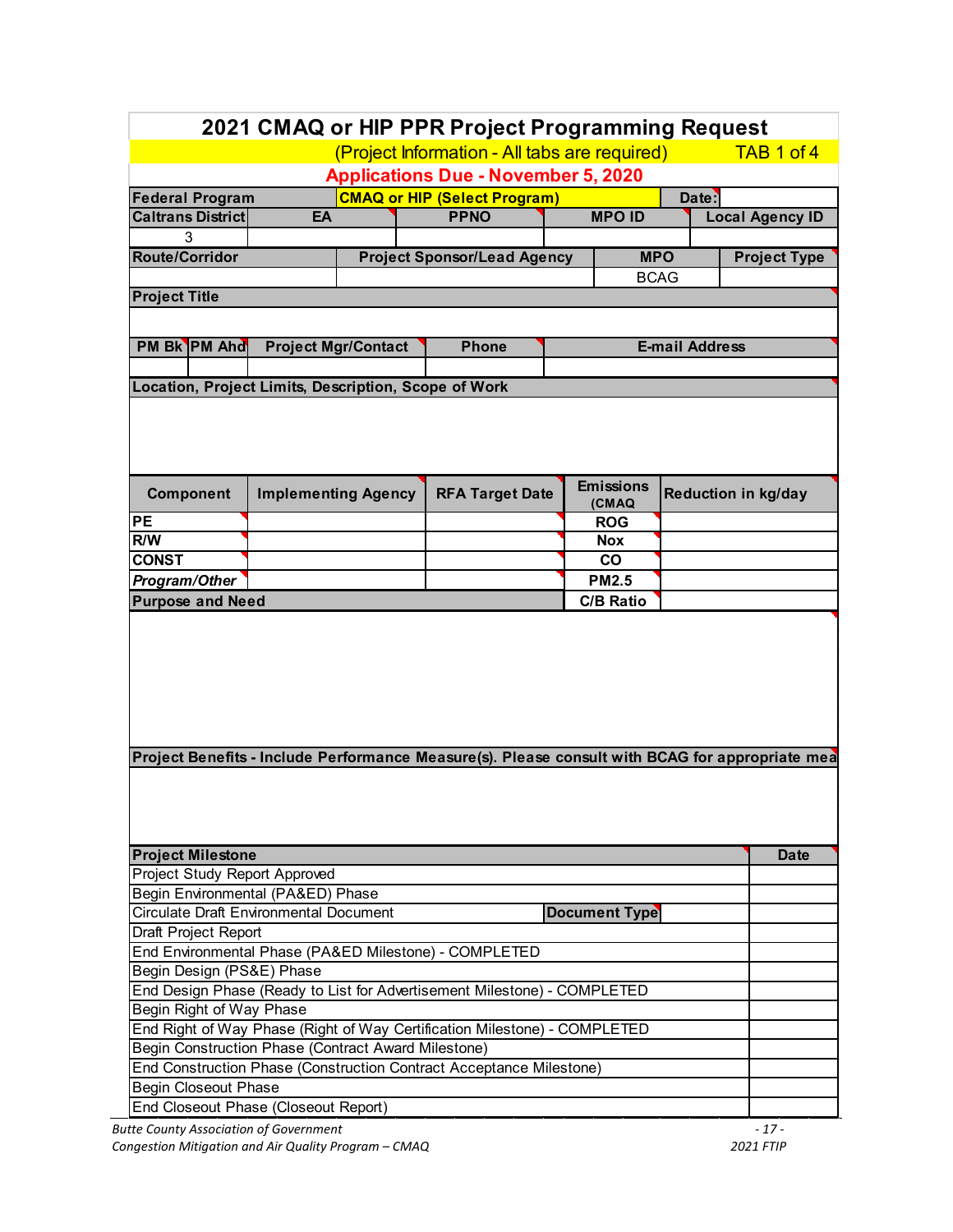# 2021 CMAQ or HIP PPR Project Programming Request

(Project Information - All tabs are required) TAB 1 of 4

**Applications Due - November 5, 2020**

| Federal Program | CMAQ or HIP (Select Program) | | | Date: | |
|---|---|---|---|---|---|

| Caltrans District | EA | PPNO | MPO ID | Local Agency ID |
|---|---|---|---|---|
| 3 | | | | |

| Route/Corridor | Project Sponsor/Lead Agency | MPO | Project Type |
|---|---|---|---|
| | | BCAG | |

| Project Title |
|---|
| |

| PM Bk | PM Ahd | Project Mgr/Contact | Phone | E-mail Address |
|---|---|---|---|---|
| | | | | |

| Location, Project Limits, Description, Scope of Work |
|---|
| |

| Component | Implementing Agency | RFA Target Date | Emissions (CMAQ | Reduction in kg/day |
|---|---|---|---|---|
| PE | | | ROG | |
| R/W | | | Nox | |
| CONST | | | CO | |
| *Program/Other* | | | PM2.5 | |
| **Purpose and Need** | | | C/B Ratio | |

| Purpose and Need |
|---|
| |

| Project Benefits - Include Performance Measure(s). Please consult with BCAG for appropriate mea |
|---|
| |

| Project Milestone | | Date |
|---|---|---|
| Project Study Report Approved | | |
| Begin Environmental (PA&ED) Phase | | |
| Circulate Draft Environmental Document | Document Type | |
| Draft Project Report | | |
| End Environmental Phase (PA&ED Milestone) - COMPLETED | | |
| Begin Design (PS&E) Phase | | |
| End Design Phase (Ready to List for Advertisement Milestone) - COMPLETED | | |
| Begin Right of Way Phase | | |
| End Right of Way Phase (Right of Way Certification Milestone) - COMPLETED | | |
| Begin Construction Phase (Contract Award Milestone) | | |
| End Construction Phase (Construction Contract Acceptance Milestone) | | |
| Begin Closeout Phase | | |
| End Closeout Phase (Closeout Report) | | |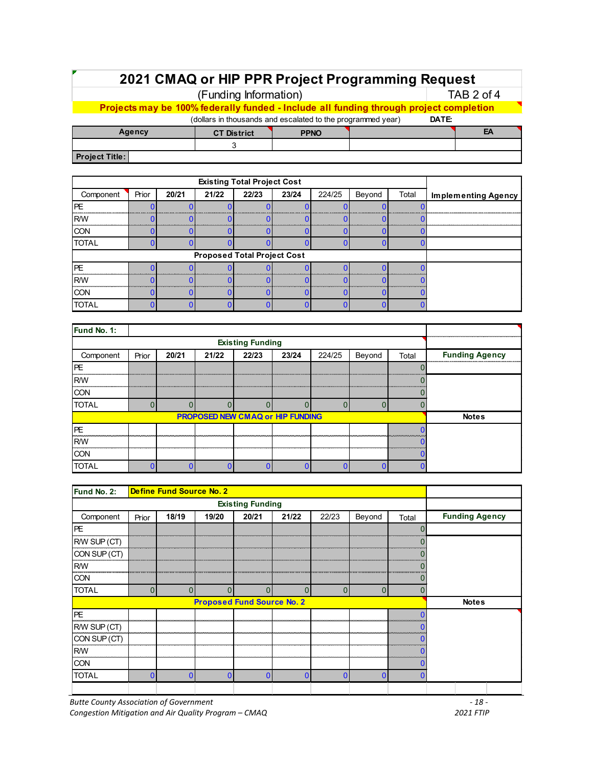# 2021 CMAQ or HIP PPR Project Programming Request

(Funding Information) TAB 2 of 4

**Projects may be 100% federally funded - Include all funding through project completion**

(dollars in thousands and escalated to the programmed year) **DATE:**

| Agency | CT District | PPNO | | EA |
|---|---|---|---|---|
| | 3 | | | |

**Project Title:**

| Existing Total Project Cost | | | | | | | | | |
|---|---|---|---|---|---|---|---|---|---|
| Component | Prior | 20/21 | 21/22 | 22/23 | 23/24 | 224/25 | Beyond | Total | Implementing Agency |
| PE | 0 | 0 | 0 | 0 | 0 | 0 | 0 | 0 | |
| R/W | 0 | 0 | 0 | 0 | 0 | 0 | 0 | 0 | |
| CON | 0 | 0 | 0 | 0 | 0 | 0 | 0 | 0 | |
| TOTAL | 0 | 0 | 0 | 0 | 0 | 0 | 0 | 0 | |
| **Proposed Total Project Cost** | | | | | | | | | |
| PE | 0 | 0 | 0 | 0 | 0 | 0 | 0 | 0 | |
| R/W | 0 | 0 | 0 | 0 | 0 | 0 | 0 | 0 | |
| CON | 0 | 0 | 0 | 0 | 0 | 0 | 0 | 0 | |
| TOTAL | 0 | 0 | 0 | 0 | 0 | 0 | 0 | 0 | |

**Fund No. 1:**

| Existing Funding | | | | | | | | | |
|---|---|---|---|---|---|---|---|---|---|
| Component | Prior | 20/21 | 21/22 | 22/23 | 23/24 | 224/25 | Beyond | Total | Funding Agency |
| PE | | | | | | | | 0 | |
| R/W | | | | | | | | 0 | |
| CON | | | | | | | | 0 | |
| TOTAL | 0 | 0 | 0 | 0 | 0 | 0 | 0 | 0 | |
| **PROPOSED NEW CMAQ or HIP FUNDING** | | | | | | | | | **Notes** |
| PE | | | | | | | | 0 | |
| R/W | | | | | | | | 0 | |
| CON | | | | | | | | 0 | |
| TOTAL | 0 | 0 | 0 | 0 | 0 | 0 | 0 | 0 | |

**Fund No. 2:** **Define Fund Source No. 2**

| Existing Funding | | | | | | | | | |
|---|---|---|---|---|---|---|---|---|---|
| Component | Prior | 18/19 | 19/20 | 20/21 | 21/22 | 22/23 | Beyond | Total | Funding Agency |
| PE | | | | | | | | 0 | |
| R/W SUP (CT) | | | | | | | | 0 | |
| CON SUP (CT) | | | | | | | | 0 | |
| R/W | | | | | | | | 0 | |
| CON | | | | | | | | 0 | |
| TOTAL | 0 | 0 | 0 | 0 | 0 | 0 | 0 | 0 | |
| **Proposed Fund Source No. 2** | | | | | | | | | **Notes** |
| PE | | | | | | | | 0 | |
| R/W SUP (CT) | | | | | | | | 0 | |
| CON SUP (CT) | | | | | | | | 0 | |
| R/W | | | | | | | | 0 | |
| CON | | | | | | | | 0 | |
| TOTAL | 0 | 0 | 0 | 0 | 0 | 0 | 0 | 0 | |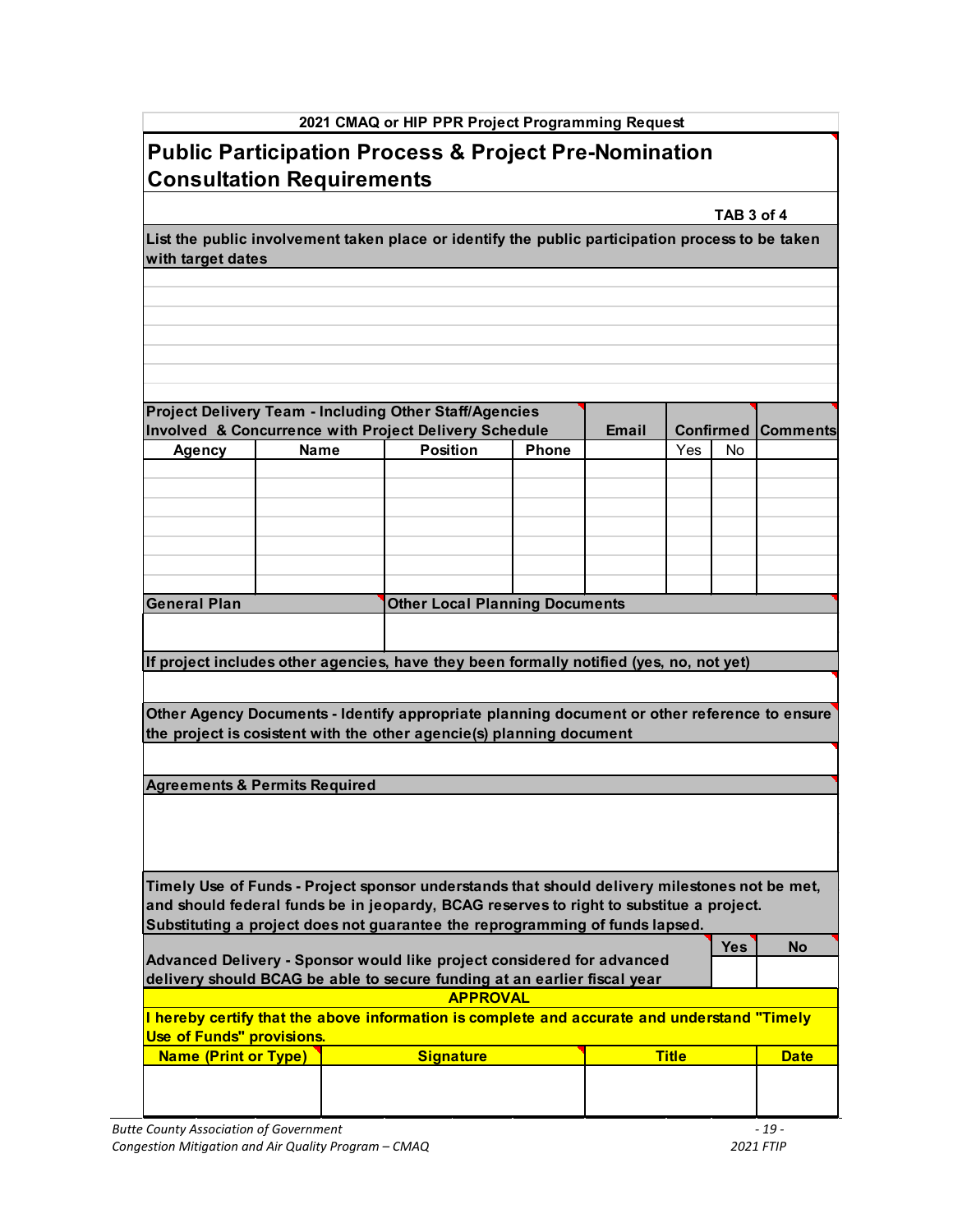2021 CMAQ or HIP PPR Project Programming Request

# Public Participation Process & Project Pre-Nomination Consultation Requirements

**TAB 3 of 4**

**List the public involvement taken place or identify the public participation process to be taken with target dates**

| Project Delivery Team - Including Other Staff/Agencies Involved & Concurrence with Project Delivery Schedule | | | | Email | Confirmed | | Comments |
|---|---|---|---|---|---|---|---|
| Agency | Name | Position | Phone | | Yes | No | |
| | | | | | | | |
| | | | | | | | |
| | | | | | | | |
| | | | | | | | |
| | | | | | | | |
| | | | | | | | |
| | | | | | | | |

| General Plan | Other Local Planning Documents |
|---|---|
| | |

**If project includes other agencies, have they been formally notified (yes, no, not yet)**

**Other Agency Documents - Identify appropriate planning document or other reference to ensure the project is cosistent with the other agencie(s) planning document**

**Agreements & Permits Required**

**Timely Use of Funds - Project sponsor understands that should delivery milestones not be met, and should federal funds be in jeopardy, BCAG reserves to right to substitue a project. Substituting a project does not guarantee the reprogramming of funds lapsed.**

| | Yes | No |
|---|---|---|
| **Advanced Delivery - Sponsor would like project considered for advanced delivery should BCAG be able to secure funding at an earlier fiscal year** | | |

**APPROVAL**

**I hereby certify that the above information is complete and accurate and understand "Timely Use of Funds" provisions.**

| Name (Print or Type) | Signature | Title | Date |
|---|---|---|---|
| | | | |

*Butte County Association of Government*
*Congestion Mitigation and Air Quality Program – CMAQ*
*2021 FTIP*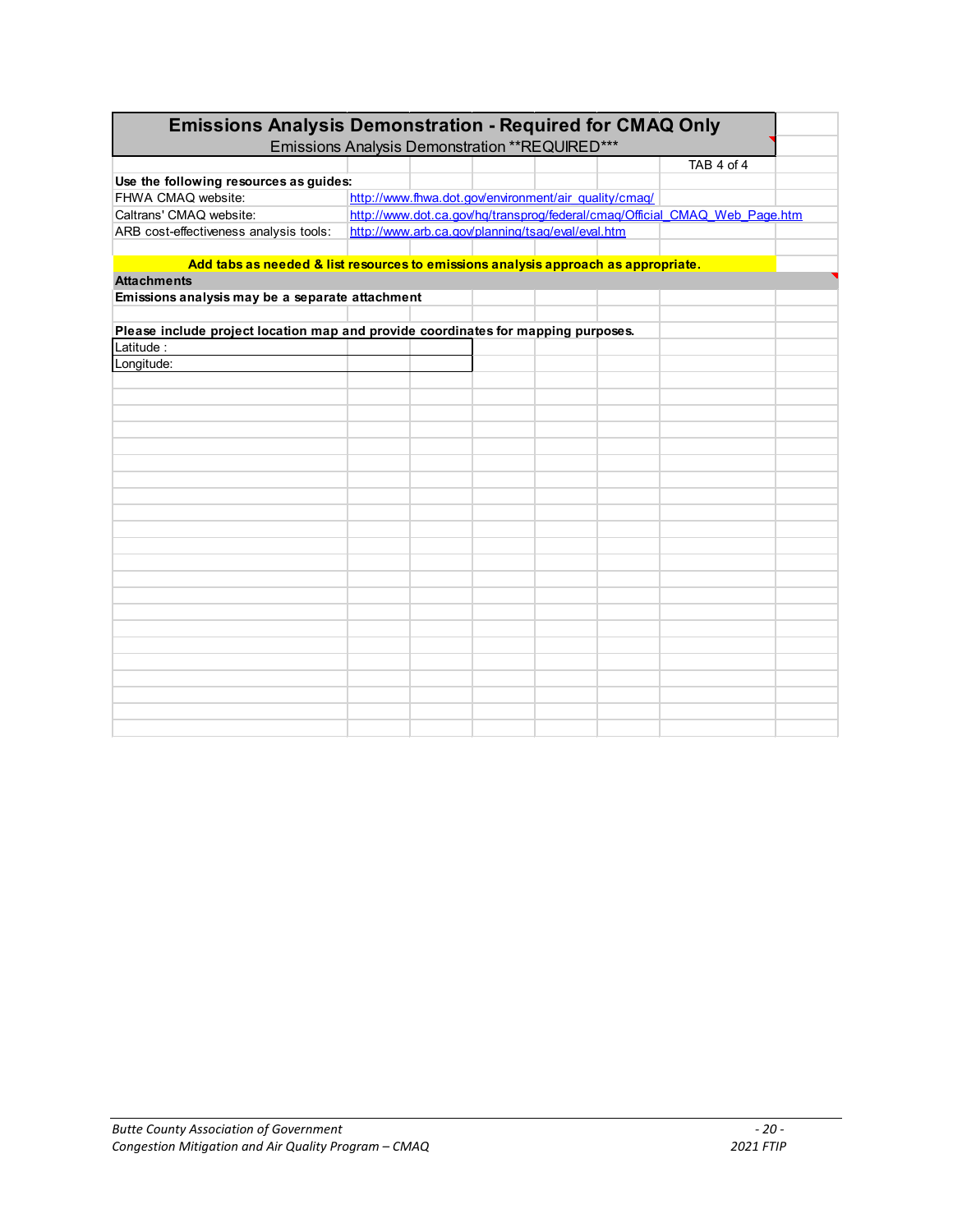## Emissions Analysis Demonstration - Required for CMAQ Only

Emissions Analysis Demonstration **REQUIRED***

TAB 4 of 4

**Use the following resources as guides:**

| | |
|---|---|
| FHWA CMAQ website: | http://www.fhwa.dot.gov/environment/air_quality/cmaq/ |
| Caltrans' CMAQ website: | http://www.dot.ca.gov/hq/transprog/federal/cmaq/Official_CMAQ_Web_Page.htm |
| ARB cost-effectiveness analysis tools: | http://www.arb.ca.gov/planning/tsaq/eval/eval.htm |

**Add tabs as needed & list resources to emissions analysis approach as appropriate.**

**Attachments**

**Emissions analysis may be a separate attachment**

**Please include project location map and provide coordinates for mapping purposes.**

| | |
|---|---|
| Latitude : | |
| Longitude: | |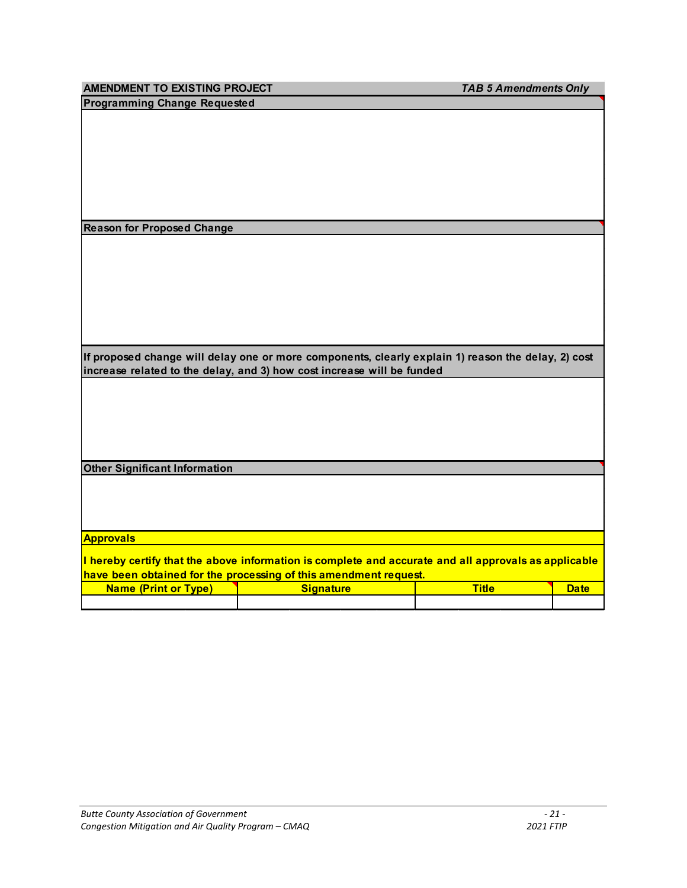**AMENDMENT TO EXISTING PROJECT** ***TAB 5 Amendments Only***

**Programming Change Requested**

**Reason for Proposed Change**

**If proposed change will delay one or more components, clearly explain 1) reason the delay, 2) cost increase related to the delay, and 3) how cost increase will be funded**

**Other Significant Information**

**Approvals**

**I hereby certify that the above information is complete and accurate and all approvals as applicable have been obtained for the processing of this amendment request.**

| Name (Print or Type) | Signature | Title | Date |
|---|---|---|---|
| | | | |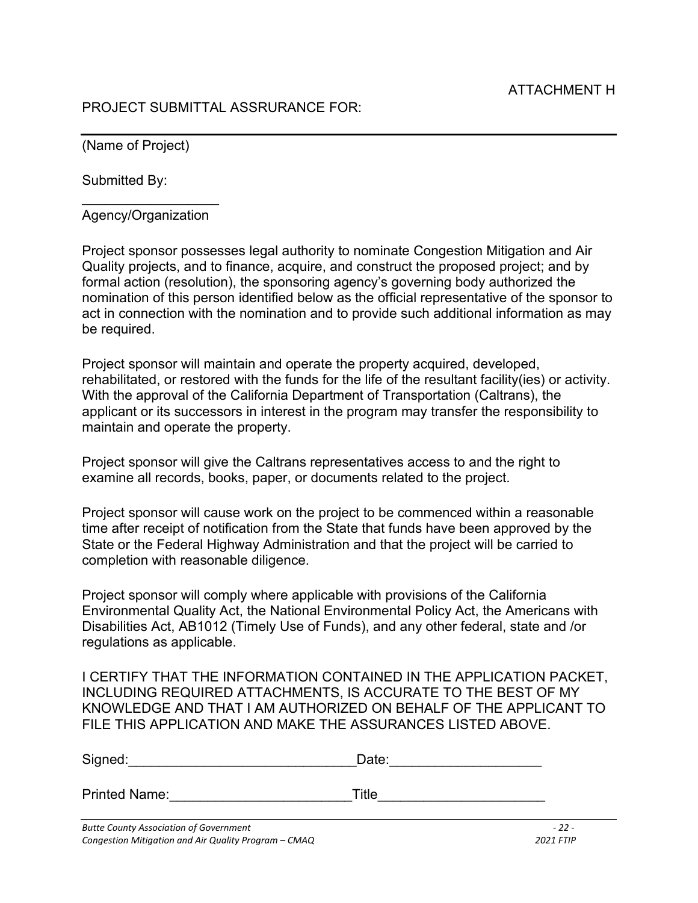ATTACHMENT H

PROJECT SUBMITTAL ASSRURANCE FOR:

\_\_\_\_\_\_\_\_\_\_\_\_\_\_\_\_\_\_\_\_\_\_\_\_\_\_\_\_\_\_\_\_\_\_\_\_\_\_\_\_\_\_\_\_\_\_\_\_\_\_\_\_\_\_\_\_\_\_\_\_

(Name of Project)

Submitted By:

\_\_\_\_\_\_\_\_\_\_\_\_\_\_\_\_\_\_

Agency/Organization

Project sponsor possesses legal authority to nominate Congestion Mitigation and Air Quality projects, and to finance, acquire, and construct the proposed project; and by formal action (resolution), the sponsoring agency's governing body authorized the nomination of this person identified below as the official representative of the sponsor to act in connection with the nomination and to provide such additional information as may be required.

Project sponsor will maintain and operate the property acquired, developed, rehabilitated, or restored with the funds for the life of the resultant facility(ies) or activity. With the approval of the California Department of Transportation (Caltrans), the applicant or its successors in interest in the program may transfer the responsibility to maintain and operate the property.

Project sponsor will give the Caltrans representatives access to and the right to examine all records, books, paper, or documents related to the project.

Project sponsor will cause work on the project to be commenced within a reasonable time after receipt of notification from the State that funds have been approved by the State or the Federal Highway Administration and that the project will be carried to completion with reasonable diligence.

Project sponsor will comply where applicable with provisions of the California Environmental Quality Act, the National Environmental Policy Act, the Americans with Disabilities Act, AB1012 (Timely Use of Funds), and any other federal, state and /or regulations as applicable.

I CERTIFY THAT THE INFORMATION CONTAINED IN THE APPLICATION PACKET, INCLUDING REQUIRED ATTACHMENTS, IS ACCURATE TO THE BEST OF MY KNOWLEDGE AND THAT I AM AUTHORIZED ON BEHALF OF THE APPLICANT TO FILE THIS APPLICATION AND MAKE THE ASSURANCES LISTED ABOVE.

Signed:\_\_\_\_\_\_\_\_\_\_\_\_\_\_\_\_\_\_\_\_\_\_\_\_\_\_\_\_\_\_Date:\_\_\_\_\_\_\_\_\_\_\_\_\_\_\_\_\_\_\_\_

Printed Name:\_\_\_\_\_\_\_\_\_\_\_\_\_\_\_\_\_\_\_\_\_\_\_\_\_Title\_\_\_\_\_\_\_\_\_\_\_\_\_\_\_\_\_\_\_\_\_\_